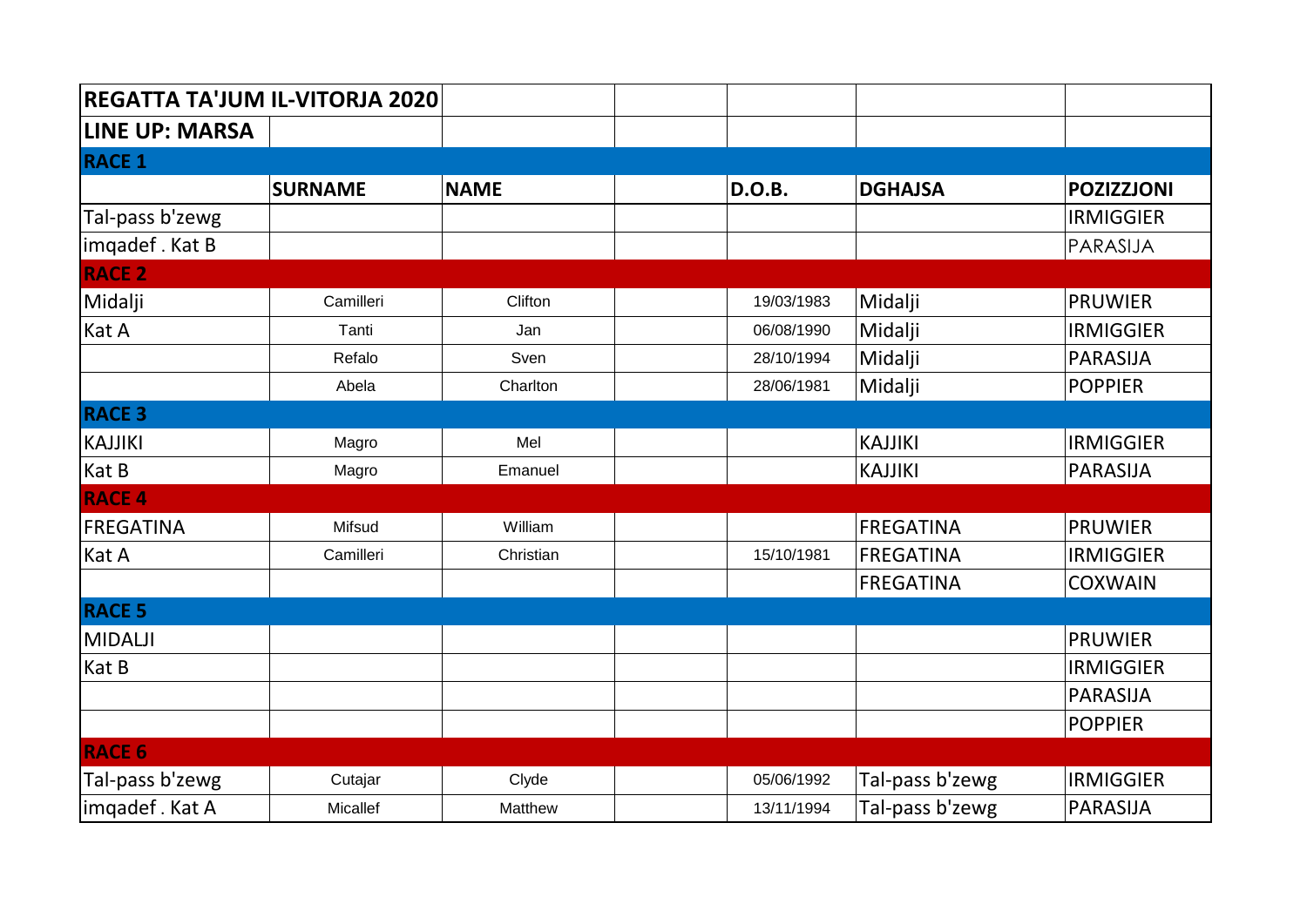| REGATTA TA'JUM IL-VITORJA 2020 | | | | | | |
|---|---|---|---|---|---|---|
| **LINE UP: MARSA** | | | | | | |
| **RACE 1** | | | | | | |
| | **SURNAME** | **NAME** | | **D.O.B.** | **DGHAJSA** | **POZIZZJONI** |
| Tal-pass b'zewg | | | | | | IRMIGGIER |
| imqadef . Kat B | | | | | | PARASIJA |
| **RACE 2** | | | | | | |
| Midalji | Camilleri | Clifton | | 19/03/1983 | Midalji | PRUWIER |
| Kat A | Tanti | Jan | | 06/08/1990 | Midalji | IRMIGGIER |
| | Refalo | Sven | | 28/10/1994 | Midalji | PARASIJA |
| | Abela | Charlton | | 28/06/1981 | Midalji | POPPIER |
| **RACE 3** | | | | | | |
| KAJJIKI | Magro | Mel | | | KAJJIKI | IRMIGGIER |
| Kat B | Magro | Emanuel | | | KAJJIKI | PARASIJA |
| **RACE 4** | | | | | | |
| FREGATINA | Mifsud | William | | | FREGATINA | PRUWIER |
| Kat A | Camilleri | Christian | | 15/10/1981 | FREGATINA | IRMIGGIER |
| | | | | | FREGATINA | COXWAIN |
| **RACE 5** | | | | | | |
| MIDALJI | | | | | | PRUWIER |
| Kat B | | | | | | IRMIGGIER |
| | | | | | | PARASIJA |
| | | | | | | POPPIER |
| **RACE 6** | | | | | | |
| Tal-pass b'zewg | Cutajar | Clyde | | 05/06/1992 | Tal-pass b'zewg | IRMIGGIER |
| imqadef . Kat A | Micallef | Matthew | | 13/11/1994 | Tal-pass b'zewg | PARASIJA |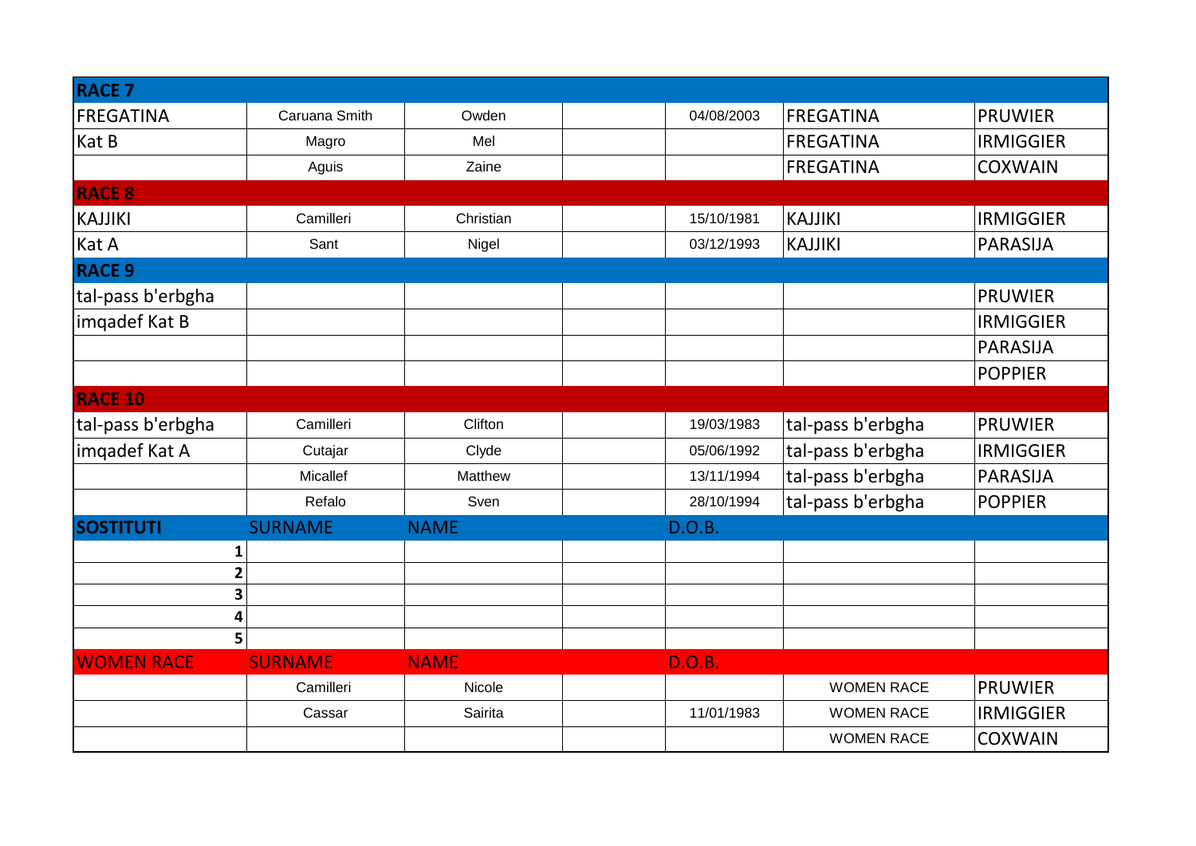| | | | | | | |
|---|---|---|---|---|---|---|
| **RACE 7** | | | | | | |
| FREGATINA | Caruana Smith | Owden | | 04/08/2003 | FREGATINA | PRUWIER |
| Kat B | Magro | Mel | | | FREGATINA | IRMIGGIER |
| | Aguis | Zaine | | | FREGATINA | COXWAIN |
| **RACE 8** | | | | | | |
| KAJJIKI | Camilleri | Christian | | 15/10/1981 | KAJJIKI | IRMIGGIER |
| Kat A | Sant | Nigel | | 03/12/1993 | KAJJIKI | PARASIJA |
| **RACE 9** | | | | | | |
| tal-pass b'erbgha | | | | | | PRUWIER |
| imqadef Kat B | | | | | | IRMIGGIER |
| | | | | | | PARASIJA |
| | | | | | | POPPIER |
| **RACE 10** | | | | | | |
| tal-pass b'erbgha | Camilleri | Clifton | | 19/03/1983 | tal-pass b'erbgha | PRUWIER |
| imqadef Kat A | Cutajar | Clyde | | 05/06/1992 | tal-pass b'erbgha | IRMIGGIER |
| | Micallef | Matthew | | 13/11/1994 | tal-pass b'erbgha | PARASIJA |
| | Refalo | Sven | | 28/10/1994 | tal-pass b'erbgha | POPPIER |
| **SOSTITUTI** | SURNAME | NAME | | D.O.B. | | |
| **1** | | | | | | |
| **2** | | | | | | |
| **3** | | | | | | |
| **4** | | | | | | |
| **5** | | | | | | |
| WOMEN RACE | SURNAME | NAME | | D.O.B. | | |
| | Camilleri | Nicole | | | WOMEN RACE | PRUWIER |
| | Cassar | Sairita | | 11/01/1983 | WOMEN RACE | IRMIGGIER |
| | | | | | WOMEN RACE | COXWAIN |